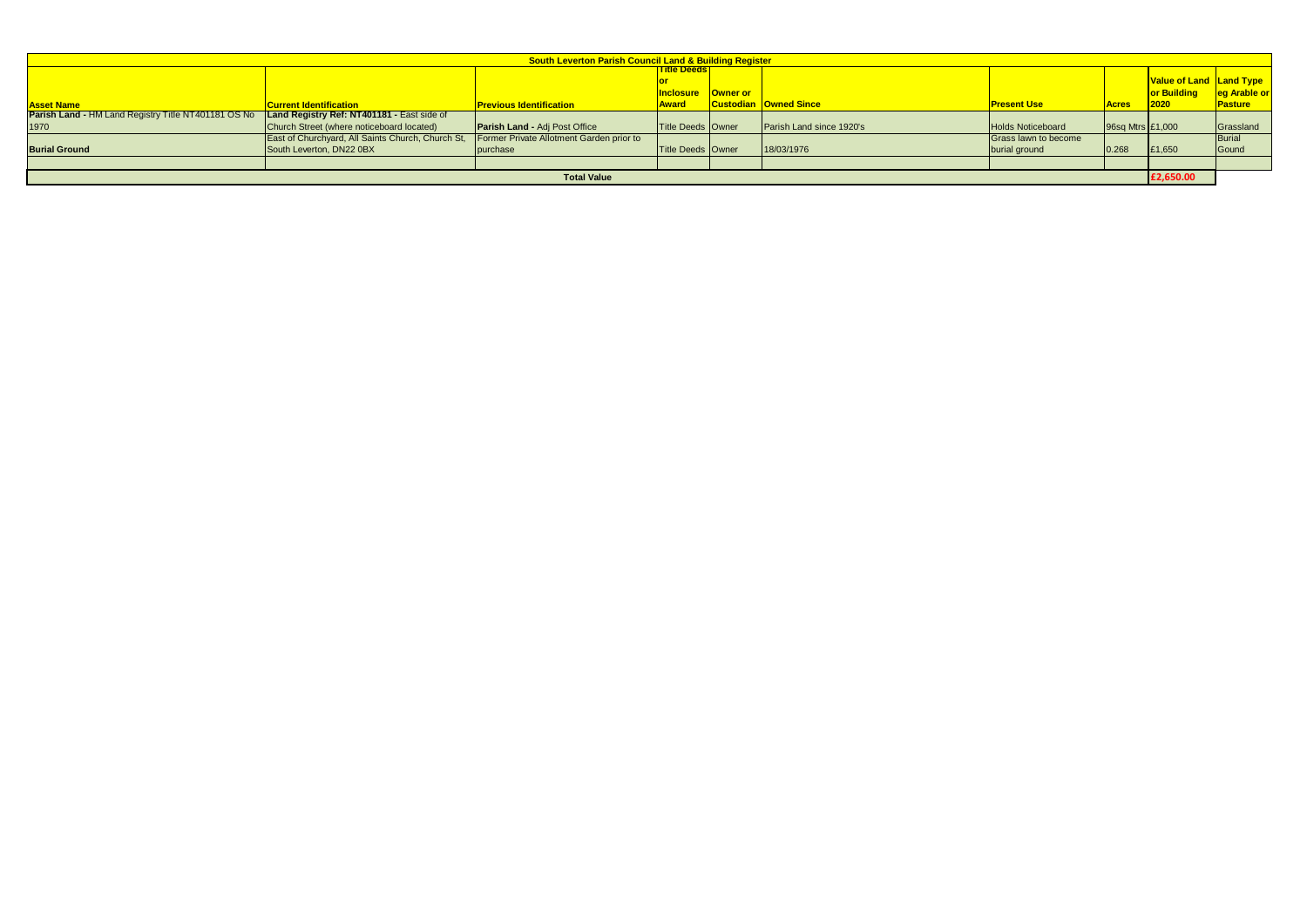| South Leverton Parish Council Land & Building Register | | | | | | | | | | |
|---|---|---|---|---|---|---|---|---|---|---|
| **Asset Name** | **Current Identification** | **Previous Identification** | **Title Deeds or Inclosure Award** | **Owner or Custodian** | **Owned Since** | **Present Use** | **Acres** | **Value of Land or Building 2020** | **Land Type eg Arable or Pasture** |
| **Parish Land -** HM Land Registry Title NT401181 OS No 1970 | **Land Registry Ref: NT401181 -** East side of Church Street (where noticeboard located) | **Parish Land -** Adj Post Office | Title Deeds | Owner | Parish Land since 1920's | Holds Noticeboard | 96sq Mtrs | £1,000 | Grassland |
| **Burial Ground** | East of Churchyard, All Saints Church, Church St, South Leverton, DN22 0BX | Former Private Allotment Garden prior to purchase | Title Deeds | Owner | 18/03/1976 | Grass lawn to become burial ground | 0.268 | £1,650 | Burial Gound |
| | | | | | | | | | |
| **Total Value** | | | | | | | | **£2,650.00** | |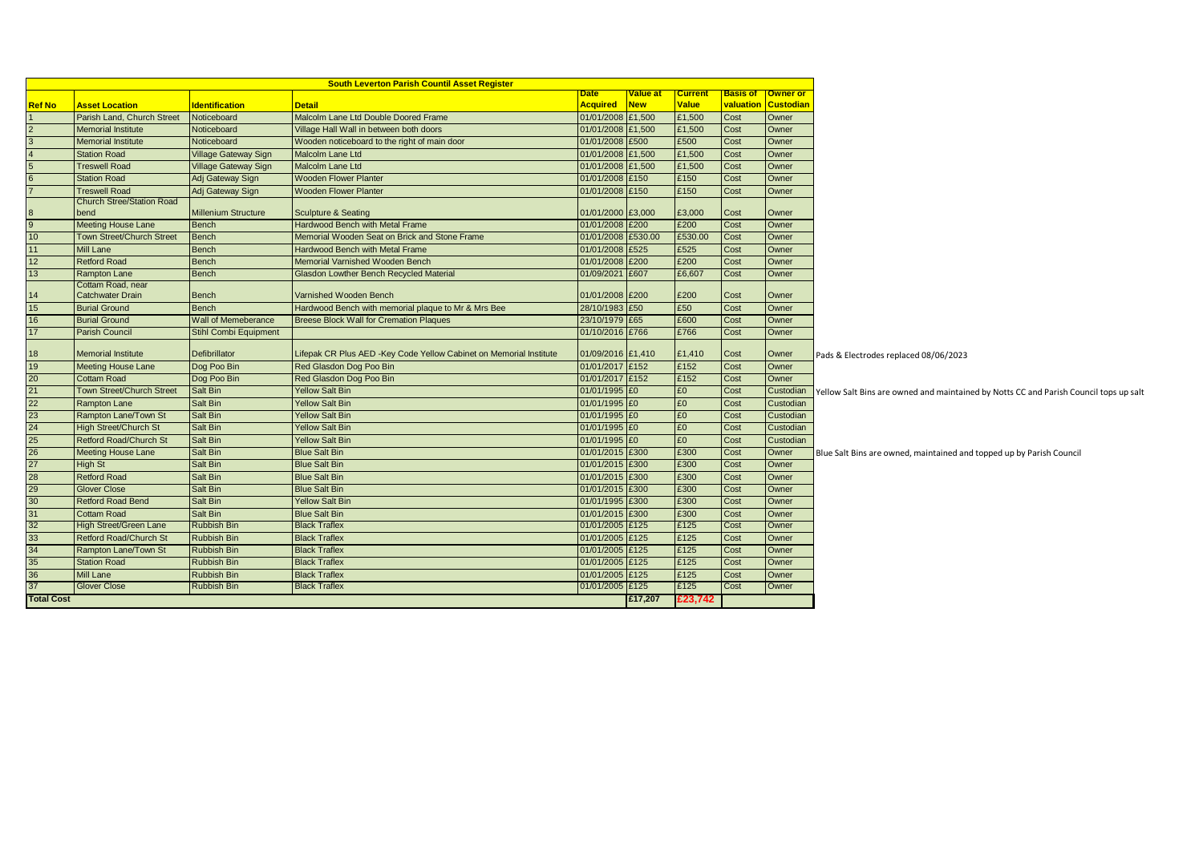# South Leverton Parish Countil Asset Register

| Ref No | Asset Location | Identification | Detail | Date Acquired | Value at New | Current Value | Basis of valuation | Owner or Custodian | |
|---|---|---|---|---|---|---|---|---|---|
| 1 | Parish Land, Church Street | Noticeboard | Malcolm Lane Ltd Double Doored Frame | 01/01/2008 | £1,500 | £1,500 | Cost | Owner | |
| 2 | Memorial Institute | Noticeboard | Village Hall Wall in between both doors | 01/01/2008 | £1,500 | £1,500 | Cost | Owner | |
| 3 | Memorial Institute | Noticeboard | Wooden noticeboard to the right of main door | 01/01/2008 | £500 | £500 | Cost | Owner | |
| 4 | Station Road | Village Gateway Sign | Malcolm Lane Ltd | 01/01/2008 | £1,500 | £1,500 | Cost | Owner | |
| 5 | Treswell Road | Village Gateway Sign | Malcolm Lane Ltd | 01/01/2008 | £1,500 | £1,500 | Cost | Owner | |
| 6 | Station Road | Adj Gateway Sign | Wooden Flower Planter | 01/01/2008 | £150 | £150 | Cost | Owner | |
| 7 | Treswell Road | Adj Gateway Sign | Wooden Flower Planter | 01/01/2008 | £150 | £150 | Cost | Owner | |
| 8 | Church Stree/Station Road bend | Millenium Structure | Sculpture & Seating | 01/01/2000 | £3,000 | £3,000 | Cost | Owner | |
| 9 | Meeting House Lane | Bench | Hardwood Bench with Metal Frame | 01/01/2008 | £200 | £200 | Cost | Owner | |
| 10 | Town Street/Church Street | Bench | Memorial Wooden Seat on Brick and Stone Frame | 01/01/2008 | £530.00 | £530.00 | Cost | Owner | |
| 11 | Mill Lane | Bench | Hardwood Bench with Metal Frame | 01/01/2008 | £525 | £525 | Cost | Owner | |
| 12 | Retford Road | Bench | Memorial Varnished Wooden Bench | 01/01/2008 | £200 | £200 | Cost | Owner | |
| 13 | Rampton Lane | Bench | Glasdon Lowther Bench Recycled Material | 01/09/2021 | £607 | £6,607 | Cost | Owner | |
| 14 | Cottam Road, near Catchwater Drain | Bench | Varnished Wooden Bench | 01/01/2008 | £200 | £200 | Cost | Owner | |
| 15 | Burial Ground | Bench | Hardwood Bench with memorial plaque to Mr & Mrs Bee | 28/10/1983 | £50 | £50 | Cost | Owner | |
| 16 | Burial Ground | Wall of Memeberance | Breese Block Wall for Cremation Plaques | 23/10/1979 | £65 | £600 | Cost | Owner | |
| 17 | Parish Council | Stihl Combi Equipment | | 01/10/2016 | £766 | £766 | Cost | Owner | |
| 18 | Memorial Institute | Defibrillator | Lifepak CR Plus AED -Key Code Yellow Cabinet on Memorial Institute | 01/09/2016 | £1,410 | £1,410 | Cost | Owner | Pads & Electrodes replaced 08/06/2023 |
| 19 | Meeting House Lane | Dog Poo Bin | Red Glasdon Dog Poo Bin | 01/01/2017 | £152 | £152 | Cost | Owner | |
| 20 | Cottam Road | Dog Poo Bin | Red Glasdon Dog Poo Bin | 01/01/2017 | £152 | £152 | Cost | Owner | |
| 21 | Town Street/Church Street | Salt Bin | Yellow Salt Bin | 01/01/1995 | £0 | £0 | Cost | Custodian | Yellow Salt Bins are owned and maintained by Notts CC and Parish Council tops up salt |
| 22 | Rampton Lane | Salt Bin | Yellow Salt Bin | 01/01/1995 | £0 | £0 | Cost | Custodian | |
| 23 | Rampton Lane/Town St | Salt Bin | Yellow Salt Bin | 01/01/1995 | £0 | £0 | Cost | Custodian | |
| 24 | High Street/Church St | Salt Bin | Yellow Salt Bin | 01/01/1995 | £0 | £0 | Cost | Custodian | |
| 25 | Retford Road/Church St | Salt Bin | Yellow Salt Bin | 01/01/1995 | £0 | £0 | Cost | Custodian | |
| 26 | Meeting House Lane | Salt Bin | Blue Salt Bin | 01/01/2015 | £300 | £300 | Cost | Owner | Blue Salt Bins are owned, maintained and topped up by Parish Council |
| 27 | High St | Salt Bin | Blue Salt Bin | 01/01/2015 | £300 | £300 | Cost | Owner | |
| 28 | Retford Road | Salt Bin | Blue Salt Bin | 01/01/2015 | £300 | £300 | Cost | Owner | |
| 29 | Glover Close | Salt Bin | Blue Salt Bin | 01/01/2015 | £300 | £300 | Cost | Owner | |
| 30 | Retford Road Bend | Salt Bin | Yellow Salt Bin | 01/01/1995 | £300 | £300 | Cost | Owner | |
| 31 | Cottam Road | Salt Bin | Blue Salt Bin | 01/01/2015 | £300 | £300 | Cost | Owner | |
| 32 | High Street/Green Lane | Rubbish Bin | Black Traflex | 01/01/2005 | £125 | £125 | Cost | Owner | |
| 33 | Retford Road/Church St | Rubbish Bin | Black Traflex | 01/01/2005 | £125 | £125 | Cost | Owner | |
| 34 | Rampton Lane/Town St | Rubbish Bin | Black Traflex | 01/01/2005 | £125 | £125 | Cost | Owner | |
| 35 | Station Road | Rubbish Bin | Black Traflex | 01/01/2005 | £125 | £125 | Cost | Owner | |
| 36 | Mill Lane | Rubbish Bin | Black Traflex | 01/01/2005 | £125 | £125 | Cost | Owner | |
| 37 | Glover Close | Rubbish Bin | Black Traflex | 01/01/2005 | £125 | £125 | Cost | Owner | |
| **Total Cost** | | | | | £17,207 | £23,742 | | | |